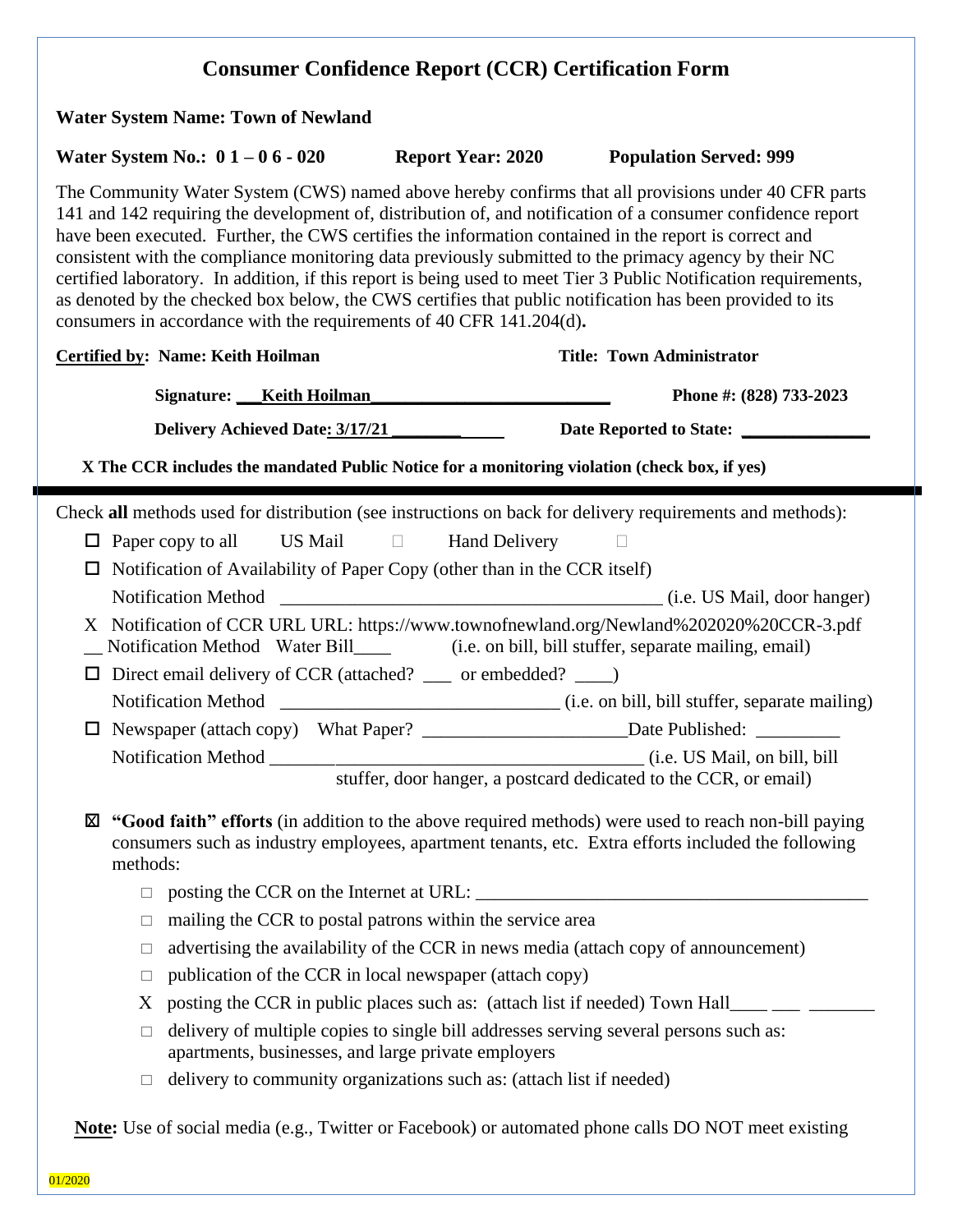# Consumer Confidence Report (CCR) Certification Form

**Water System Name: Town of Newland**

**Water System No.: 0 1 – 0 6 - 020** **Report Year: 2020** **Population Served: 999**

The Community Water System (CWS) named above hereby confirms that all provisions under 40 CFR parts 141 and 142 requiring the development of, distribution of, and notification of a consumer confidence report have been executed. Further, the CWS certifies the information contained in the report is correct and consistent with the compliance monitoring data previously submitted to the primacy agency by their NC certified laboratory. In addition, if this report is being used to meet Tier 3 Public Notification requirements, as denoted by the checked box below, the CWS certifies that public notification has been provided to its consumers in accordance with the requirements of 40 CFR 141.204(d)**.**

**Certified by: Name: Keith Hoilman** **Title: Town Administrator**

**Signature: ___Keith Hoilman___________________________** **Phone #: (828) 733-2023**

**Delivery Achieved Date: 3/17/21 ____________** **Date Reported to State: _______________**

**X The CCR includes the mandated Public Notice for a monitoring violation (check box, if yes)**

---

Check **all** methods used for distribution (see instructions on back for delivery requirements and methods):

- ☐ Paper copy to all US Mail ☐ Hand Delivery ☐
- ☐ Notification of Availability of Paper Copy (other than in the CCR itself)
  Notification Method __________________________________________ (i.e. US Mail, door hanger)
- X Notification of CCR URL URL: https://www.townofnewland.org/Newland%202020%20CCR-3.pdf
  __ Notification Method Water Bill____ (i.e. on bill, bill stuffer, separate mailing, email)
- ☐ Direct email delivery of CCR (attached? ___ or embedded? ____)
  Notification Method ______________________________ (i.e. on bill, bill stuffer, separate mailing)
- ☐ Newspaper (attach copy) What Paper? ______________________Date Published: _________
  Notification Method __________________________________________ (i.e. US Mail, on bill, bill stuffer, door hanger, a postcard dedicated to the CCR, or email)

☒ **"Good faith" efforts** (in addition to the above required methods) were used to reach non-bill paying consumers such as industry employees, apartment tenants, etc. Extra efforts included the following methods:

- ☐ posting the CCR on the Internet at URL: ___________________________________________
- ☐ mailing the CCR to postal patrons within the service area
- ☐ advertising the availability of the CCR in news media (attach copy of announcement)
- ☐ publication of the CCR in local newspaper (attach copy)
- X posting the CCR in public places such as: (attach list if needed) Town Hall____ ___ _______
- ☐ delivery of multiple copies to single bill addresses serving several persons such as: apartments, businesses, and large private employers
- ☐ delivery to community organizations such as: (attach list if needed)

**Note:** Use of social media (e.g., Twitter or Facebook) or automated phone calls DO NOT meet existing

01/2020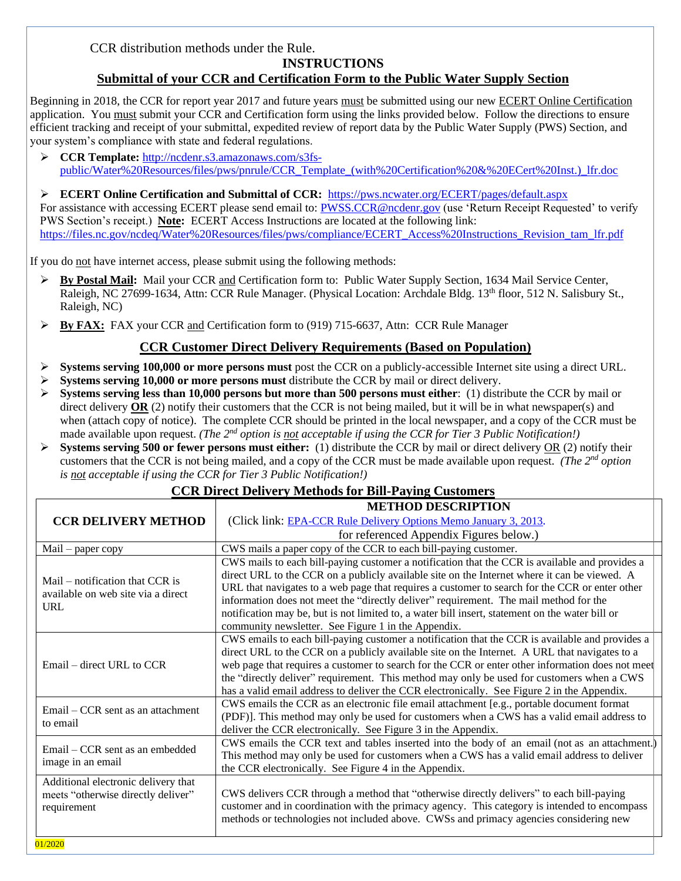CCR distribution methods under the Rule.

## INSTRUCTIONS

## Submittal of your CCR and Certification Form to the Public Water Supply Section

Beginning in 2018, the CCR for report year 2017 and future years must be submitted using our new ECERT Online Certification application. You must submit your CCR and Certification form using the links provided below. Follow the directions to ensure efficient tracking and receipt of your submittal, expedited review of report data by the Public Water Supply (PWS) Section, and your system's compliance with state and federal regulations.

- **CCR Template:** http://ncdenr.s3.amazonaws.com/s3fs-public/Water%20Resources/files/pws/pnrule/CCR_Template_(with%20Certification%20&%20ECert%20Inst.)_lfr.doc

- **ECERT Online Certification and Submittal of CCR:** https://pws.ncwater.org/ECERT/pages/default.aspx
For assistance with accessing ECERT please send email to: PWSS.CCR@ncdenr.gov (use 'Return Receipt Requested' to verify PWS Section's receipt.) **Note:** ECERT Access Instructions are located at the following link: https://files.nc.gov/ncdeq/Water%20Resources/files/pws/compliance/ECERT_Access%20Instructions_Revision_tam_lfr.pdf

If you do not have internet access, please submit using the following methods:

- **By Postal Mail:** Mail your CCR and Certification form to: Public Water Supply Section, 1634 Mail Service Center, Raleigh, NC 27699-1634, Attn: CCR Rule Manager. (Physical Location: Archdale Bldg. 13th floor, 512 N. Salisbury St., Raleigh, NC)
- **By FAX:** FAX your CCR and Certification form to (919) 715-6637, Attn: CCR Rule Manager

## CCR Customer Direct Delivery Requirements (Based on Population)

- **Systems serving 100,000 or more persons must** post the CCR on a publicly-accessible Internet site using a direct URL.
- **Systems serving 10,000 or more persons must** distribute the CCR by mail or direct delivery.
- **Systems serving less than 10,000 persons but more than 500 persons must either**: (1) distribute the CCR by mail or direct delivery **OR** (2) notify their customers that the CCR is not being mailed, but it will be in what newspaper(s) and when (attach copy of notice). The complete CCR should be printed in the local newspaper, and a copy of the CCR must be made available upon request. *(The 2nd option is not acceptable if using the CCR for Tier 3 Public Notification!)*
- **Systems serving 500 or fewer persons must either:** (1) distribute the CCR by mail or direct delivery OR (2) notify their customers that the CCR is not being mailed, and a copy of the CCR must be made available upon request. *(The 2nd option is not acceptable if using the CCR for Tier 3 Public Notification!)*

## CCR Direct Delivery Methods for Bill-Paying Customers

| CCR DELIVERY METHOD | METHOD DESCRIPTION (Click link: EPA-CCR Rule Delivery Options Memo January 3, 2013. for referenced Appendix Figures below.) |
|---|---|
| Mail – paper copy | CWS mails a paper copy of the CCR to each bill-paying customer. |
| Mail – notification that CCR is available on web site via a direct URL | CWS mails to each bill-paying customer a notification that the CCR is available and provides a direct URL to the CCR on a publicly available site on the Internet where it can be viewed. A URL that navigates to a web page that requires a customer to search for the CCR or enter other information does not meet the "directly deliver" requirement. The mail method for the notification may be, but is not limited to, a water bill insert, statement on the water bill or community newsletter. See Figure 1 in the Appendix. |
| Email – direct URL to CCR | CWS emails to each bill-paying customer a notification that the CCR is available and provides a direct URL to the CCR on a publicly available site on the Internet. A URL that navigates to a web page that requires a customer to search for the CCR or enter other information does not meet the "directly deliver" requirement. This method may only be used for customers when a CWS has a valid email address to deliver the CCR electronically. See Figure 2 in the Appendix. |
| Email – CCR sent as an attachment to email | CWS emails the CCR as an electronic file email attachment [e.g., portable document format (PDF)]. This method may only be used for customers when a CWS has a valid email address to deliver the CCR electronically. See Figure 3 in the Appendix. |
| Email – CCR sent as an embedded image in an email | CWS emails the CCR text and tables inserted into the body of an email (not as an attachment.) This method may only be used for customers when a CWS has a valid email address to deliver the CCR electronically. See Figure 4 in the Appendix. |
| Additional electronic delivery that meets "otherwise directly deliver" requirement | CWS delivers CCR through a method that "otherwise directly delivers" to each bill-paying customer and in coordination with the primacy agency. This category is intended to encompass methods or technologies not included above. CWSs and primacy agencies considering new |

01/2020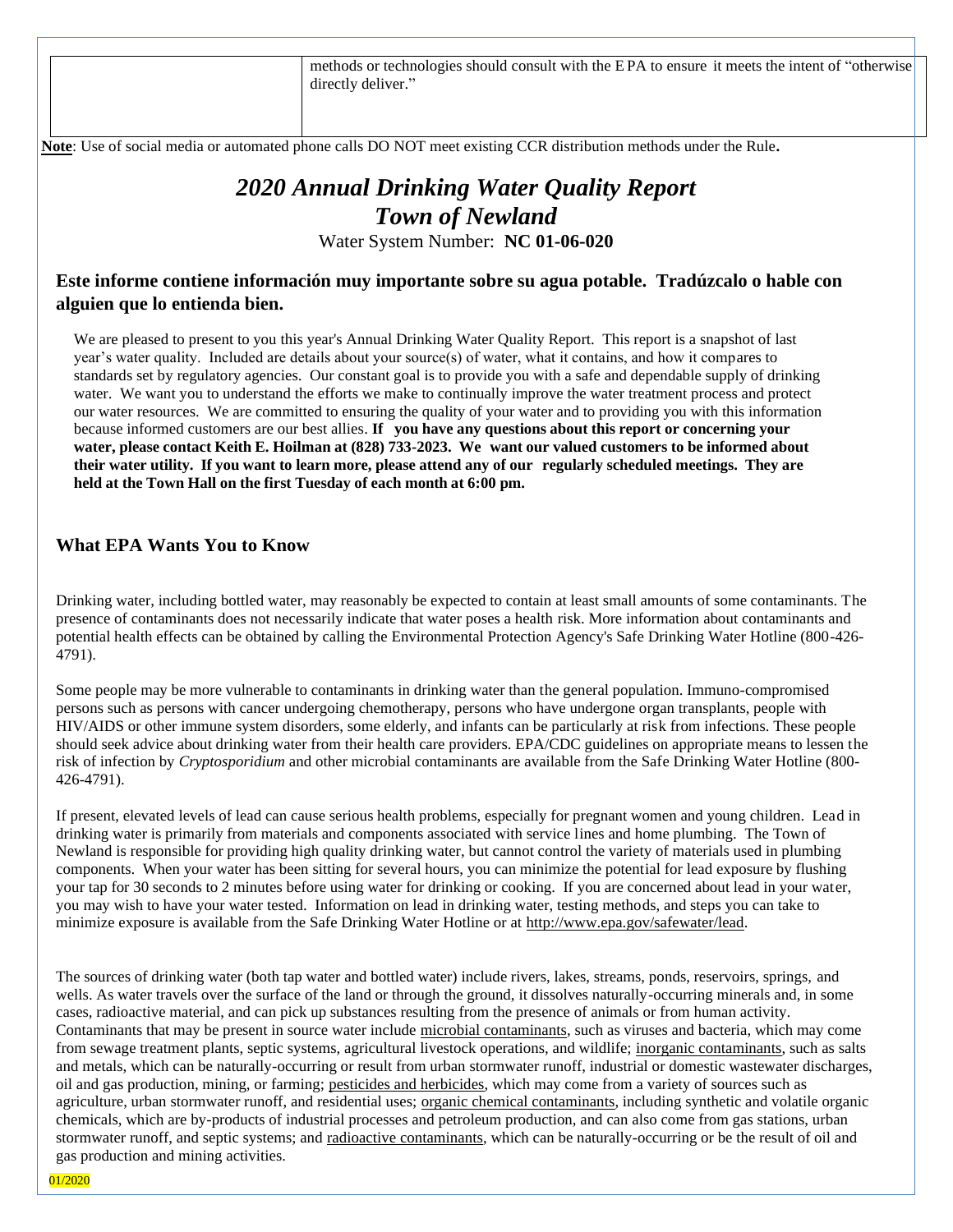| | methods or technologies should consult with the EPA to ensure it meets the intent of "otherwise directly deliver." |
|---|---|

**Note**: Use of social media or automated phone calls DO NOT meet existing CCR distribution methods under the Rule**.**

# *2020 Annual Drinking Water Quality Report*
# *Town of Newland*

Water System Number: **NC 01-06-020**

**Este informe contiene información muy importante sobre su agua potable. Tradúzcalo o hable con alguien que lo entienda bien.**

We are pleased to present to you this year's Annual Drinking Water Quality Report. This report is a snapshot of last year's water quality. Included are details about your source(s) of water, what it contains, and how it compares to standards set by regulatory agencies. Our constant goal is to provide you with a safe and dependable supply of drinking water. We want you to understand the efforts we make to continually improve the water treatment process and protect our water resources. We are committed to ensuring the quality of your water and to providing you with this information because informed customers are our best allies. **If you have any questions about this report or concerning your water, please contact Keith E. Hoilman at (828) 733-2023. We want our valued customers to be informed about their water utility. If you want to learn more, please attend any of our regularly scheduled meetings. They are held at the Town Hall on the first Tuesday of each month at 6:00 pm.**

## What EPA Wants You to Know

Drinking water, including bottled water, may reasonably be expected to contain at least small amounts of some contaminants. The presence of contaminants does not necessarily indicate that water poses a health risk. More information about contaminants and potential health effects can be obtained by calling the Environmental Protection Agency's Safe Drinking Water Hotline (800-426-4791).

Some people may be more vulnerable to contaminants in drinking water than the general population. Immuno-compromised persons such as persons with cancer undergoing chemotherapy, persons who have undergone organ transplants, people with HIV/AIDS or other immune system disorders, some elderly, and infants can be particularly at risk from infections. These people should seek advice about drinking water from their health care providers. EPA/CDC guidelines on appropriate means to lessen the risk of infection by *Cryptosporidium* and other microbial contaminants are available from the Safe Drinking Water Hotline (800-426-4791).

If present, elevated levels of lead can cause serious health problems, especially for pregnant women and young children. Lead in drinking water is primarily from materials and components associated with service lines and home plumbing. The Town of Newland is responsible for providing high quality drinking water, but cannot control the variety of materials used in plumbing components. When your water has been sitting for several hours, you can minimize the potential for lead exposure by flushing your tap for 30 seconds to 2 minutes before using water for drinking or cooking. If you are concerned about lead in your water, you may wish to have your water tested. Information on lead in drinking water, testing methods, and steps you can take to minimize exposure is available from the Safe Drinking Water Hotline or at http://www.epa.gov/safewater/lead.

The sources of drinking water (both tap water and bottled water) include rivers, lakes, streams, ponds, reservoirs, springs, and wells. As water travels over the surface of the land or through the ground, it dissolves naturally-occurring minerals and, in some cases, radioactive material, and can pick up substances resulting from the presence of animals or from human activity. Contaminants that may be present in source water include microbial contaminants, such as viruses and bacteria, which may come from sewage treatment plants, septic systems, agricultural livestock operations, and wildlife; inorganic contaminants, such as salts and metals, which can be naturally-occurring or result from urban stormwater runoff, industrial or domestic wastewater discharges, oil and gas production, mining, or farming; pesticides and herbicides, which may come from a variety of sources such as agriculture, urban stormwater runoff, and residential uses; organic chemical contaminants, including synthetic and volatile organic chemicals, which are by-products of industrial processes and petroleum production, and can also come from gas stations, urban stormwater runoff, and septic systems; and radioactive contaminants, which can be naturally-occurring or be the result of oil and gas production and mining activities.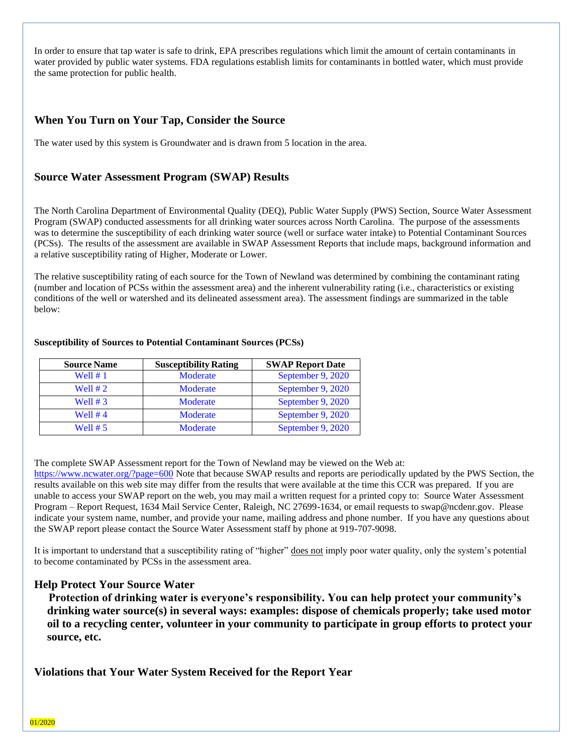In order to ensure that tap water is safe to drink, EPA prescribes regulations which limit the amount of certain contaminants in water provided by public water systems. FDA regulations establish limits for contaminants in bottled water, which must provide the same protection for public health.

## When You Turn on Your Tap, Consider the Source

The water used by this system is Groundwater and is drawn from 5 location in the area.

## Source Water Assessment Program (SWAP) Results

The North Carolina Department of Environmental Quality (DEQ), Public Water Supply (PWS) Section, Source Water Assessment Program (SWAP) conducted assessments for all drinking water sources across North Carolina. The purpose of the assessments was to determine the susceptibility of each drinking water source (well or surface water intake) to Potential Contaminant Sources (PCSs). The results of the assessment are available in SWAP Assessment Reports that include maps, background information and a relative susceptibility rating of Higher, Moderate or Lower.

The relative susceptibility rating of each source for the Town of Newland was determined by combining the contaminant rating (number and location of PCSs within the assessment area) and the inherent vulnerability rating (i.e., characteristics or existing conditions of the well or watershed and its delineated assessment area). The assessment findings are summarized in the table below:

**Susceptibility of Sources to Potential Contaminant Sources (PCSs)**

| Source Name | Susceptibility Rating | SWAP Report Date |
|---|---|---|
| Well # 1 | Moderate | September 9, 2020 |
| Well # 2 | Moderate | September 9, 2020 |
| Well # 3 | Moderate | September 9, 2020 |
| Well # 4 | Moderate | September 9, 2020 |
| Well # 5 | Moderate | September 9, 2020 |

The complete SWAP Assessment report for the Town of Newland may be viewed on the Web at: https://www.ncwater.org/?page=600 Note that because SWAP results and reports are periodically updated by the PWS Section, the results available on this web site may differ from the results that were available at the time this CCR was prepared. If you are unable to access your SWAP report on the web, you may mail a written request for a printed copy to: Source Water Assessment Program – Report Request, 1634 Mail Service Center, Raleigh, NC 27699-1634, or email requests to swap@ncdenr.gov. Please indicate your system name, number, and provide your name, mailing address and phone number. If you have any questions about the SWAP report please contact the Source Water Assessment staff by phone at 919-707-9098.

It is important to understand that a susceptibility rating of "higher" does not imply poor water quality, only the system's potential to become contaminated by PCSs in the assessment area.

## Help Protect Your Source Water

**Protection of drinking water is everyone's responsibility. You can help protect your community's drinking water source(s) in several ways: examples: dispose of chemicals properly; take used motor oil to a recycling center, volunteer in your community to participate in group efforts to protect your source, etc.**

## Violations that Your Water System Received for the Report Year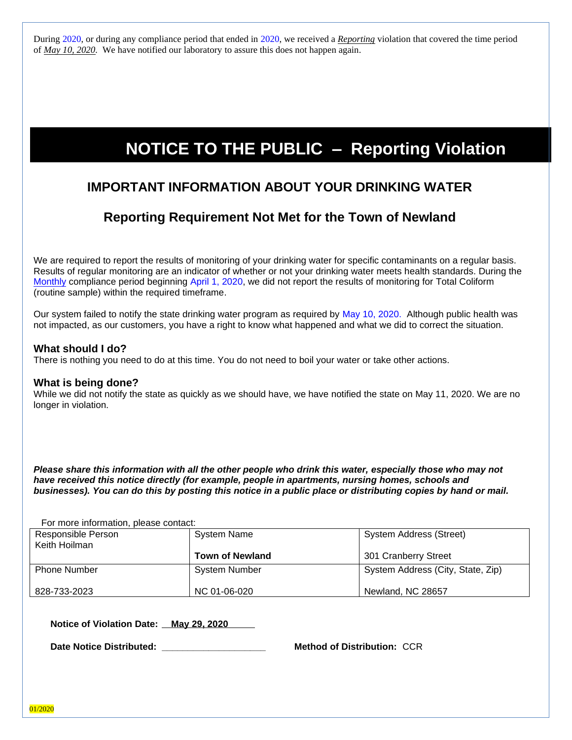During 2020, or during any compliance period that ended in 2020, we received a *Reporting* violation that covered the time period of *May 10, 2020*. We have notified our laboratory to assure this does not happen again.

# NOTICE TO THE PUBLIC – Reporting Violation

## IMPORTANT INFORMATION ABOUT YOUR DRINKING WATER

## Reporting Requirement Not Met for the Town of Newland

We are required to report the results of monitoring of your drinking water for specific contaminants on a regular basis. Results of regular monitoring are an indicator of whether or not your drinking water meets health standards. During the Monthly compliance period beginning April 1, 2020, we did not report the results of monitoring for Total Coliform (routine sample) within the required timeframe.

Our system failed to notify the state drinking water program as required by May 10, 2020. Although public health was not impacted, as our customers, you have a right to know what happened and what we did to correct the situation.

### What should I do?

There is nothing you need to do at this time. You do not need to boil your water or take other actions.

### What is being done?

While we did not notify the state as quickly as we should have, we have notified the state on May 11, 2020. We are no longer in violation.

***Please share this information with all the other people who drink this water, especially those who may not have received this notice directly (for example, people in apartments, nursing homes, schools and businesses). You can do this by posting this notice in a public place or distributing copies by hand or mail.***

For more information, please contact:

| Responsible Person<br>Keith Hoilman | System Name<br>**Town of Newland** | System Address (Street)<br>301 Cranberry Street |
|---|---|---|
| Phone Number<br>828-733-2023 | System Number<br>NC 01-06-020 | System Address (City, State, Zip)<br>Newland, NC 28657 |

**Notice of Violation Date:** **May 29, 2020**

**Date Notice Distributed:** ____________________ **Method of Distribution:** CCR

01/2020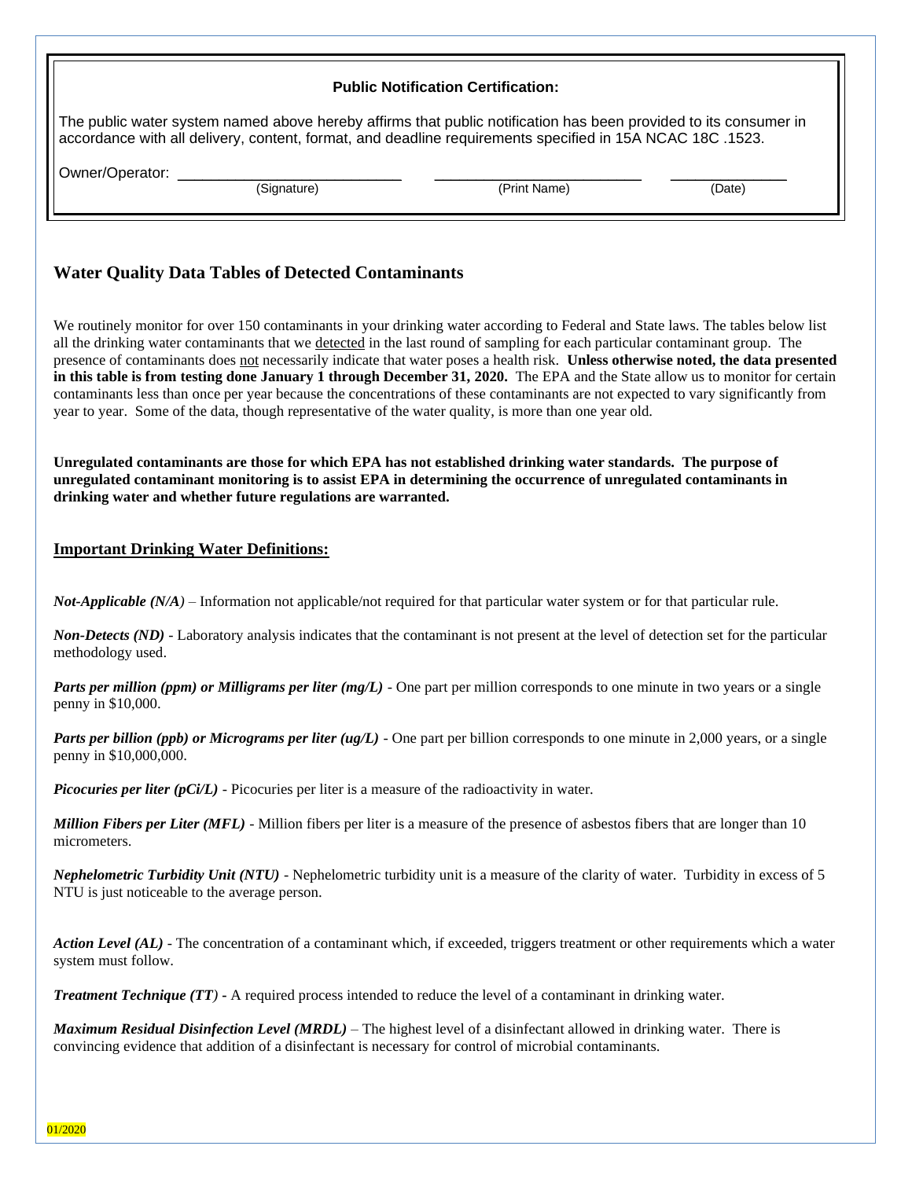**Public Notification Certification:**

The public water system named above hereby affirms that public notification has been provided to its consumer in accordance with all delivery, content, format, and deadline requirements specified in 15A NCAC 18C .1523.

Owner/Operator: \_\_\_\_\_\_\_\_\_\_\_\_\_\_\_\_\_\_\_\_\_\_\_\_ \_\_\_\_\_\_\_\_\_\_\_\_\_\_\_\_\_\_\_\_\_\_\_\_ \_\_\_\_\_\_\_\_\_\_\_\_
(Signature) (Print Name) (Date)

## Water Quality Data Tables of Detected Contaminants

We routinely monitor for over 150 contaminants in your drinking water according to Federal and State laws. The tables below list all the drinking water contaminants that we detected in the last round of sampling for each particular contaminant group. The presence of contaminants does not necessarily indicate that water poses a health risk. **Unless otherwise noted, the data presented in this table is from testing done January 1 through December 31, 2020.** The EPA and the State allow us to monitor for certain contaminants less than once per year because the concentrations of these contaminants are not expected to vary significantly from year to year. Some of the data, though representative of the water quality, is more than one year old.

**Unregulated contaminants are those for which EPA has not established drinking water standards. The purpose of unregulated contaminant monitoring is to assist EPA in determining the occurrence of unregulated contaminants in drinking water and whether future regulations are warranted.**

### Important Drinking Water Definitions:

***Not-Applicable (N/A)*** – Information not applicable/not required for that particular water system or for that particular rule.

***Non-Detects (ND)*** - Laboratory analysis indicates that the contaminant is not present at the level of detection set for the particular methodology used.

***Parts per million (ppm) or Milligrams per liter (mg/L)*** - One part per million corresponds to one minute in two years or a single penny in $10,000.

***Parts per billion (ppb) or Micrograms per liter (ug/L)*** - One part per billion corresponds to one minute in 2,000 years, or a single penny in $10,000,000.

***Picocuries per liter (pCi/L)*** - Picocuries per liter is a measure of the radioactivity in water.

***Million Fibers per Liter (MFL)*** - Million fibers per liter is a measure of the presence of asbestos fibers that are longer than 10 micrometers.

***Nephelometric Turbidity Unit (NTU)*** - Nephelometric turbidity unit is a measure of the clarity of water. Turbidity in excess of 5 NTU is just noticeable to the average person.

***Action Level (AL)*** - The concentration of a contaminant which, if exceeded, triggers treatment or other requirements which a water system must follow.

***Treatment Technique (TT)*** - A required process intended to reduce the level of a contaminant in drinking water.

***Maximum Residual Disinfection Level (MRDL)*** – The highest level of a disinfectant allowed in drinking water. There is convincing evidence that addition of a disinfectant is necessary for control of microbial contaminants.

01/2020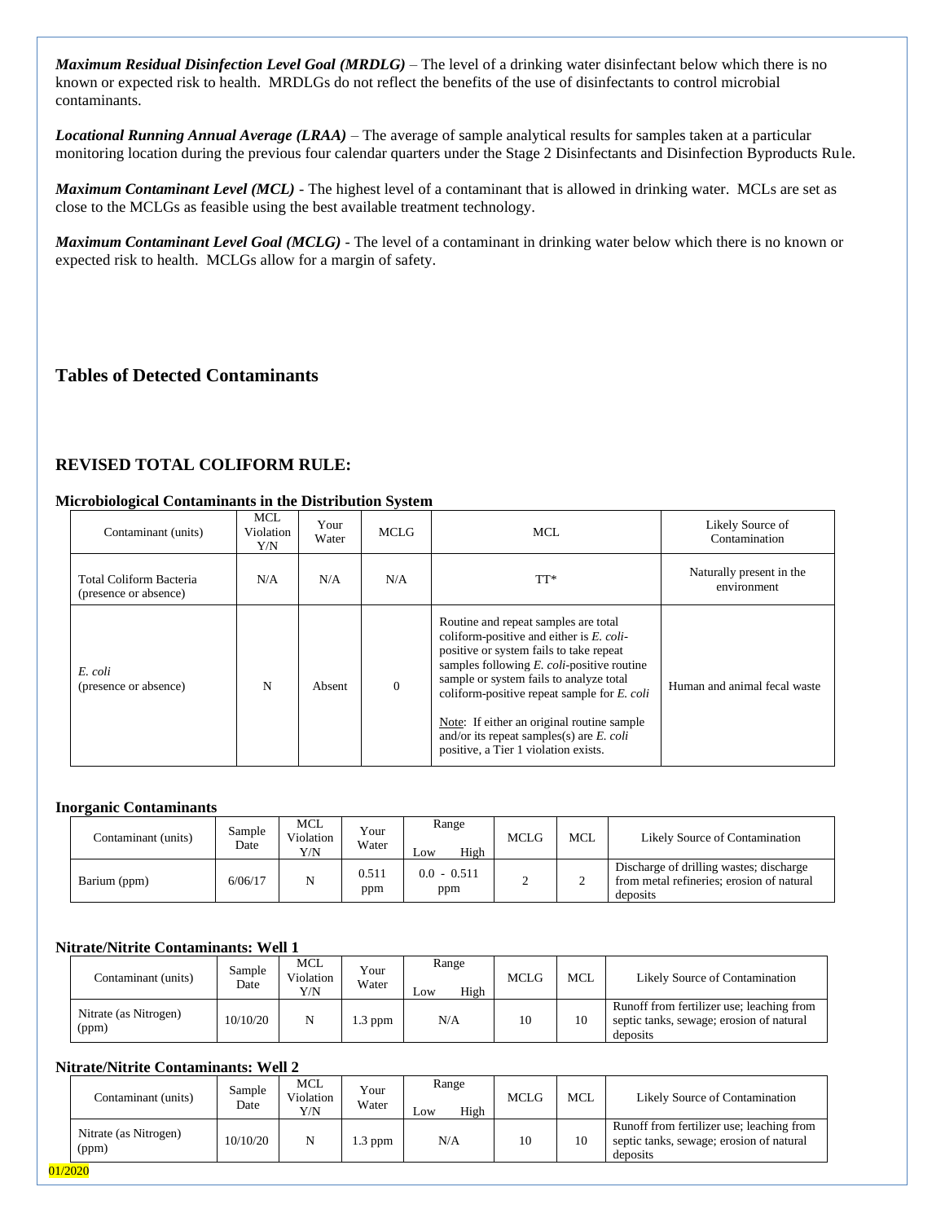***Maximum Residual Disinfection Level Goal (MRDLG)*** – The level of a drinking water disinfectant below which there is no known or expected risk to health. MRDLGs do not reflect the benefits of the use of disinfectants to control microbial contaminants.

***Locational Running Annual Average (LRAA)*** – The average of sample analytical results for samples taken at a particular monitoring location during the previous four calendar quarters under the Stage 2 Disinfectants and Disinfection Byproducts Rule.

***Maximum Contaminant Level (MCL)*** - The highest level of a contaminant that is allowed in drinking water. MCLs are set as close to the MCLGs as feasible using the best available treatment technology.

***Maximum Contaminant Level Goal (MCLG)*** - The level of a contaminant in drinking water below which there is no known or expected risk to health. MCLGs allow for a margin of safety.

## Tables of Detected Contaminants

## REVISED TOTAL COLIFORM RULE:

### Microbiological Contaminants in the Distribution System

| Contaminant (units) | MCL Violation Y/N | Your Water | MCLG | MCL | Likely Source of Contamination |
|---|---|---|---|---|---|
| Total Coliform Bacteria (presence or absence) | N/A | N/A | N/A | TT* | Naturally present in the environment |
| *E. coli* (presence or absence) | N | Absent | 0 | Routine and repeat samples are total coliform-positive and either is *E. coli*-positive or system fails to take repeat samples following *E. coli*-positive routine sample or system fails to analyze total coliform-positive repeat sample for *E. coli*<br><br>Note: If either an original routine sample and/or its repeat samples(s) are *E. coli* positive, a Tier 1 violation exists. | Human and animal fecal waste |

### Inorganic Contaminants

| Contaminant (units) | Sample Date | MCL Violation Y/N | Your Water | Range Low High | MCLG | MCL | Likely Source of Contamination |
|---|---|---|---|---|---|---|---|
| Barium (ppm) | 6/06/17 | N | 0.511 ppm | 0.0 - 0.511 ppm | 2 | 2 | Discharge of drilling wastes; discharge from metal refineries; erosion of natural deposits |

### Nitrate/Nitrite Contaminants: Well 1

| Contaminant (units) | Sample Date | MCL Violation Y/N | Your Water | Range Low High | MCLG | MCL | Likely Source of Contamination |
|---|---|---|---|---|---|---|---|
| Nitrate (as Nitrogen) (ppm) | 10/10/20 | N | 1.3 ppm | N/A | 10 | 10 | Runoff from fertilizer use; leaching from septic tanks, sewage; erosion of natural deposits |

### Nitrate/Nitrite Contaminants: Well 2

| Contaminant (units) | Sample Date | MCL Violation Y/N | Your Water | Range Low High | MCLG | MCL | Likely Source of Contamination |
|---|---|---|---|---|---|---|---|
| Nitrate (as Nitrogen) (ppm) | 10/10/20 | N | 1.3 ppm | N/A | 10 | 10 | Runoff from fertilizer use; leaching from septic tanks, sewage; erosion of natural deposits |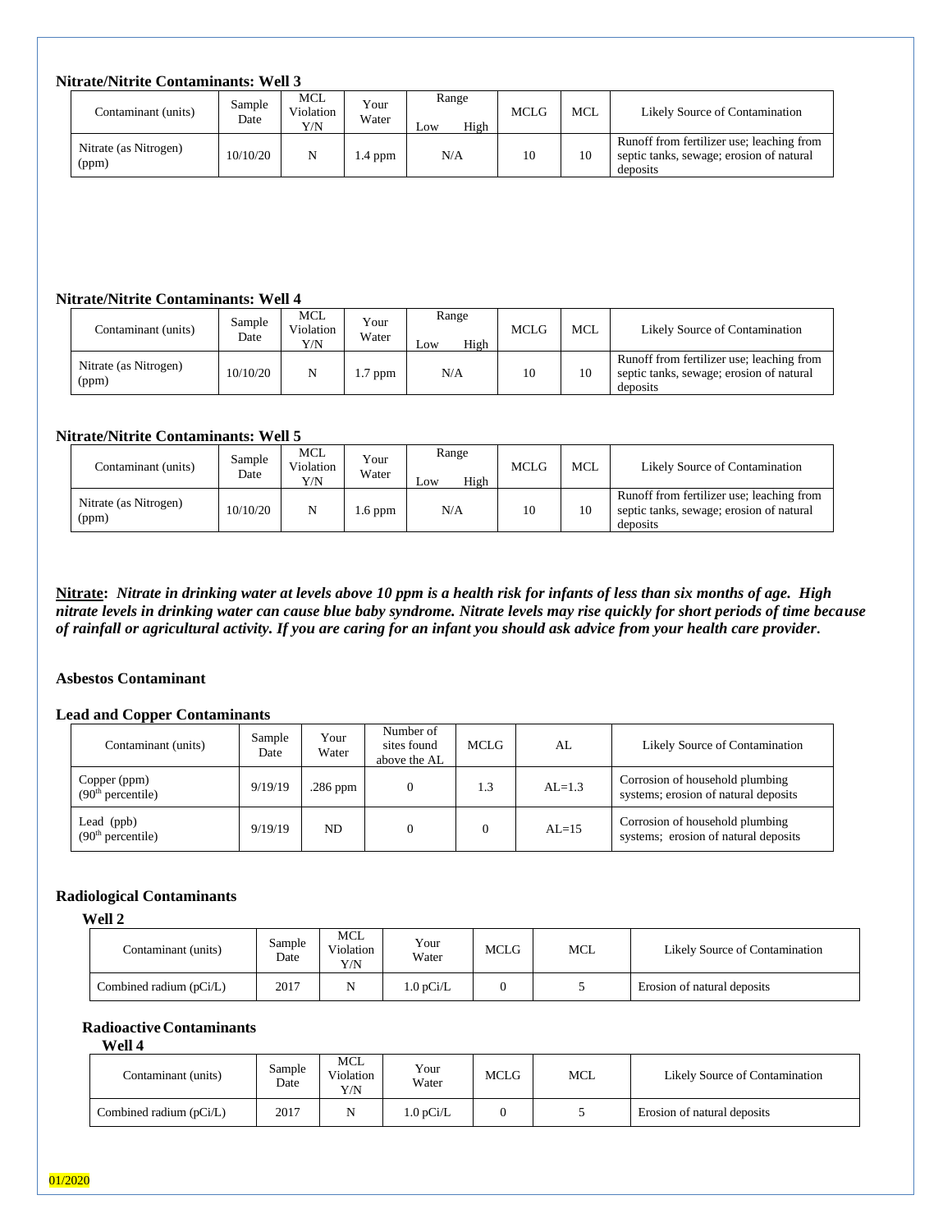**Nitrate/Nitrite Contaminants: Well 3**

| Contaminant (units) | Sample Date | MCL Violation Y/N | Your Water | Range Low | Range High | MCLG | MCL | Likely Source of Contamination |
|---|---|---|---|---|---|---|---|---|
| Nitrate (as Nitrogen) (ppm) | 10/10/20 | N | 1.4 ppm | N/A | | 10 | 10 | Runoff from fertilizer use; leaching from septic tanks, sewage; erosion of natural deposits |

**Nitrate/Nitrite Contaminants: Well 4**

| Contaminant (units) | Sample Date | MCL Violation Y/N | Your Water | Range Low | Range High | MCLG | MCL | Likely Source of Contamination |
|---|---|---|---|---|---|---|---|---|
| Nitrate (as Nitrogen) (ppm) | 10/10/20 | N | 1.7 ppm | N/A | | 10 | 10 | Runoff from fertilizer use; leaching from septic tanks, sewage; erosion of natural deposits |

**Nitrate/Nitrite Contaminants: Well 5**

| Contaminant (units) | Sample Date | MCL Violation Y/N | Your Water | Range Low | Range High | MCLG | MCL | Likely Source of Contamination |
|---|---|---|---|---|---|---|---|---|
| Nitrate (as Nitrogen) (ppm) | 10/10/20 | N | 1.6 ppm | N/A | | 10 | 10 | Runoff from fertilizer use; leaching from septic tanks, sewage; erosion of natural deposits |

**Nitrate:** ***Nitrate in drinking water at levels above 10 ppm is a health risk for infants of less than six months of age. High nitrate levels in drinking water can cause blue baby syndrome. Nitrate levels may rise quickly for short periods of time because of rainfall or agricultural activity. If you are caring for an infant you should ask advice from your health care provider.***

**Asbestos Contaminant**

**Lead and Copper Contaminants**

| Contaminant (units) | Sample Date | Your Water | Number of sites found above the AL | MCLG | AL | Likely Source of Contamination |
|---|---|---|---|---|---|---|
| Copper (ppm) ($90^{th}$ percentile) | 9/19/19 | .286 ppm | 0 | 1.3 | AL=1.3 | Corrosion of household plumbing systems; erosion of natural deposits |
| Lead (ppb) ($90^{th}$ percentile) | 9/19/19 | ND | 0 | 0 | AL=15 | Corrosion of household plumbing systems; erosion of natural deposits |

**Radiological Contaminants**

**Well 2**

| Contaminant (units) | Sample Date | MCL Violation Y/N | Your Water | MCLG | MCL | Likely Source of Contamination |
|---|---|---|---|---|---|---|
| Combined radium (pCi/L) | 2017 | N | 1.0 pCi/L | 0 | 5 | Erosion of natural deposits |

**Radioactive Contaminants**

**Well 4**

| Contaminant (units) | Sample Date | MCL Violation Y/N | Your Water | MCLG | MCL | Likely Source of Contamination |
|---|---|---|---|---|---|---|
| Combined radium (pCi/L) | 2017 | N | 1.0 pCi/L | 0 | 5 | Erosion of natural deposits |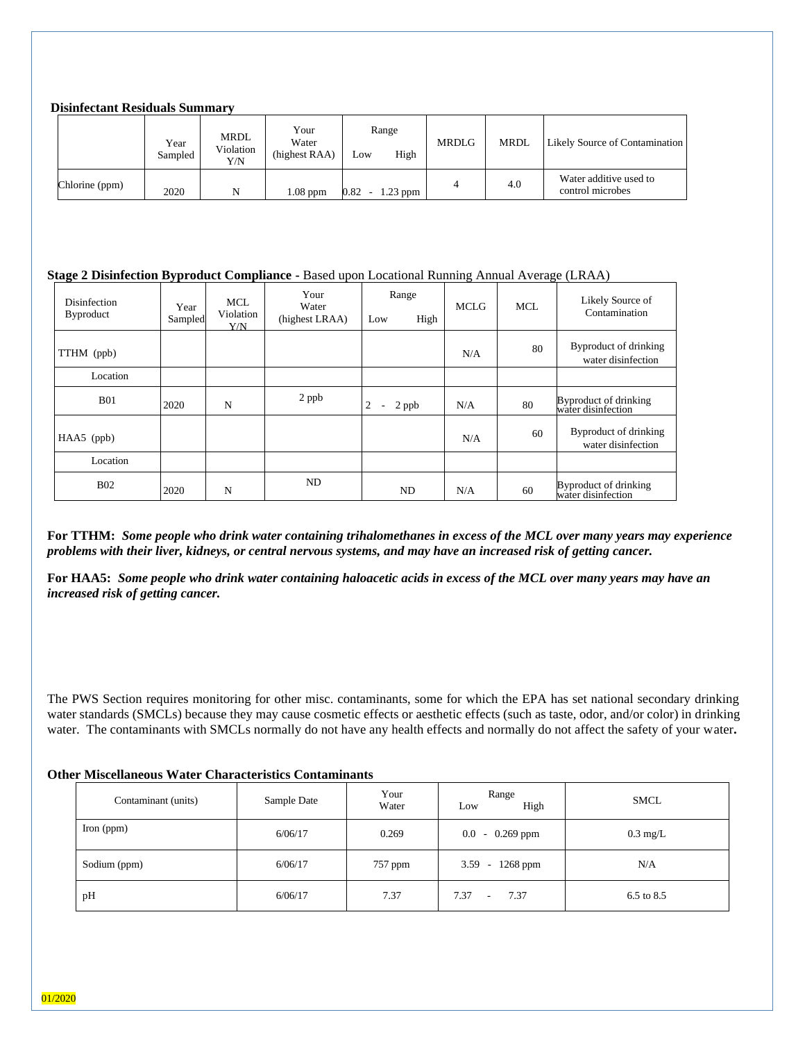**Disinfectant Residuals Summary**

| | Year Sampled | MRDL Violation Y/N | Your Water (highest RAA) | Range Low | Range High | MRDLG | MRDL | Likely Source of Contamination |
|---|---|---|---|---|---|---|---|---|
| Chlorine (ppm) | 2020 | N | 1.08 ppm | 0.82 - | 1.23 ppm | 4 | 4.0 | Water additive used to control microbes |

**Stage 2 Disinfection Byproduct Compliance -** Based upon Locational Running Annual Average (LRAA)

| Disinfection Byproduct | Year Sampled | MCL Violation Y/N | Your Water (highest LRAA) | Range Low | Range High | MCLG | MCL | Likely Source of Contamination |
|---|---|---|---|---|---|---|---|---|
| TTHM (ppb) | | | | | | N/A | 80 | Byproduct of drinking water disinfection |
| Location | | | | | | | | |
| B01 | 2020 | N | 2 ppb | 2 - | 2 ppb | N/A | 80 | Byproduct of drinking water disinfection |
| HAA5 (ppb) | | | | | | N/A | 60 | Byproduct of drinking water disinfection |
| Location | | | | | | | | |
| B02 | 2020 | N | ND | | ND | N/A | 60 | Byproduct of drinking water disinfection |

**For TTHM:** ***Some people who drink water containing trihalomethanes in excess of the MCL over many years may experience problems with their liver, kidneys, or central nervous systems, and may have an increased risk of getting cancer.***

**For HAA5:** ***Some people who drink water containing haloacetic acids in excess of the MCL over many years may have an increased risk of getting cancer.***

The PWS Section requires monitoring for other misc. contaminants, some for which the EPA has set national secondary drinking water standards (SMCLs) because they may cause cosmetic effects or aesthetic effects (such as taste, odor, and/or color) in drinking water. The contaminants with SMCLs normally do not have any health effects and normally do not affect the safety of your water**.**

**Other Miscellaneous Water Characteristics Contaminants**

| Contaminant (units) | Sample Date | Your Water | Range Low | Range High | SMCL |
|---|---|---|---|---|---|
| Iron (ppm) | 6/06/17 | 0.269 | 0.0 - | 0.269 ppm | 0.3 mg/L |
| Sodium (ppm) | 6/06/17 | 757 ppm | 3.59 - | 1268 ppm | N/A |
| pH | 6/06/17 | 7.37 | 7.37 - | 7.37 | 6.5 to 8.5 |

01/2020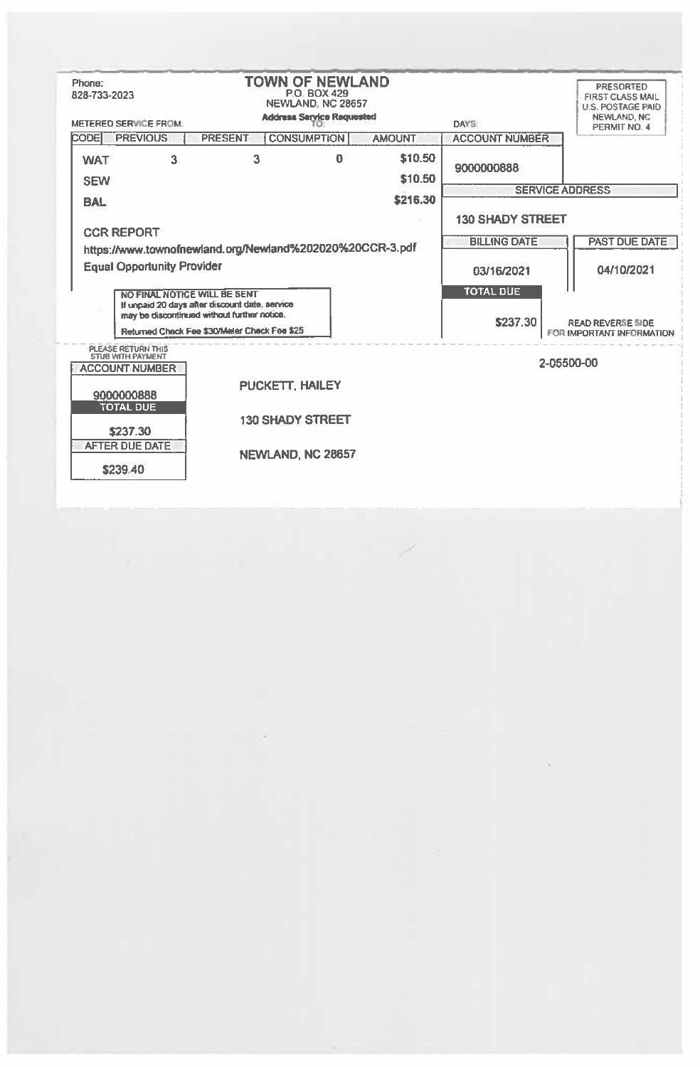Phone:
828-733-2023

# TOWN OF NEWLAND

P.O. BOX 429
NEWLAND, NC 28657

**Address Service Requested**

PRESORTED
FIRST CLASS MAIL
U.S. POSTAGE PAID
NEWLAND, NC
PERMIT NO. 4

METERED SERVICE FROM: TO: DAYS:

| CODE | PREVIOUS | PRESENT | CONSUMPTION | AMOUNT |
|---|---|---|---|---|
| WAT | 3 | 3 | 0 | $10.50 |
| SEW | | | | $10.50 |
| BAL | | | | $216.30 |

CCR REPORT
https://www.townofnewland.org/Newland%202020%20CCR-3.pdf
Equal Opportunity Provider

| ACCOUNT NUMBER |
|---|
| 9000000888 |

| SERVICE ADDRESS |
|---|
| 130 SHADY STREET |

| BILLING DATE | PAST DUE DATE |
|---|---|
| 03/16/2021 | 04/10/2021 |

| TOTAL DUE |
|---|
| $237.30 |

READ REVERSE SIDE FOR IMPORTANT INFORMATION

**NO FINAL NOTICE WILL BE SENT**
If unpaid 20 days after discount date, service may be discontinued without further notice.
Returned Check Fee $30/Meter Check Fee $25

PLEASE RETURN THIS STUB WITH PAYMENT

2-05500-00

| ACCOUNT NUMBER |
|---|
| 9000000888 |

| TOTAL DUE |
|---|
| $237.30 |

| AFTER DUE DATE |
|---|
| $239.40 |

PUCKETT, HAILEY

130 SHADY STREET

NEWLAND, NC 28657